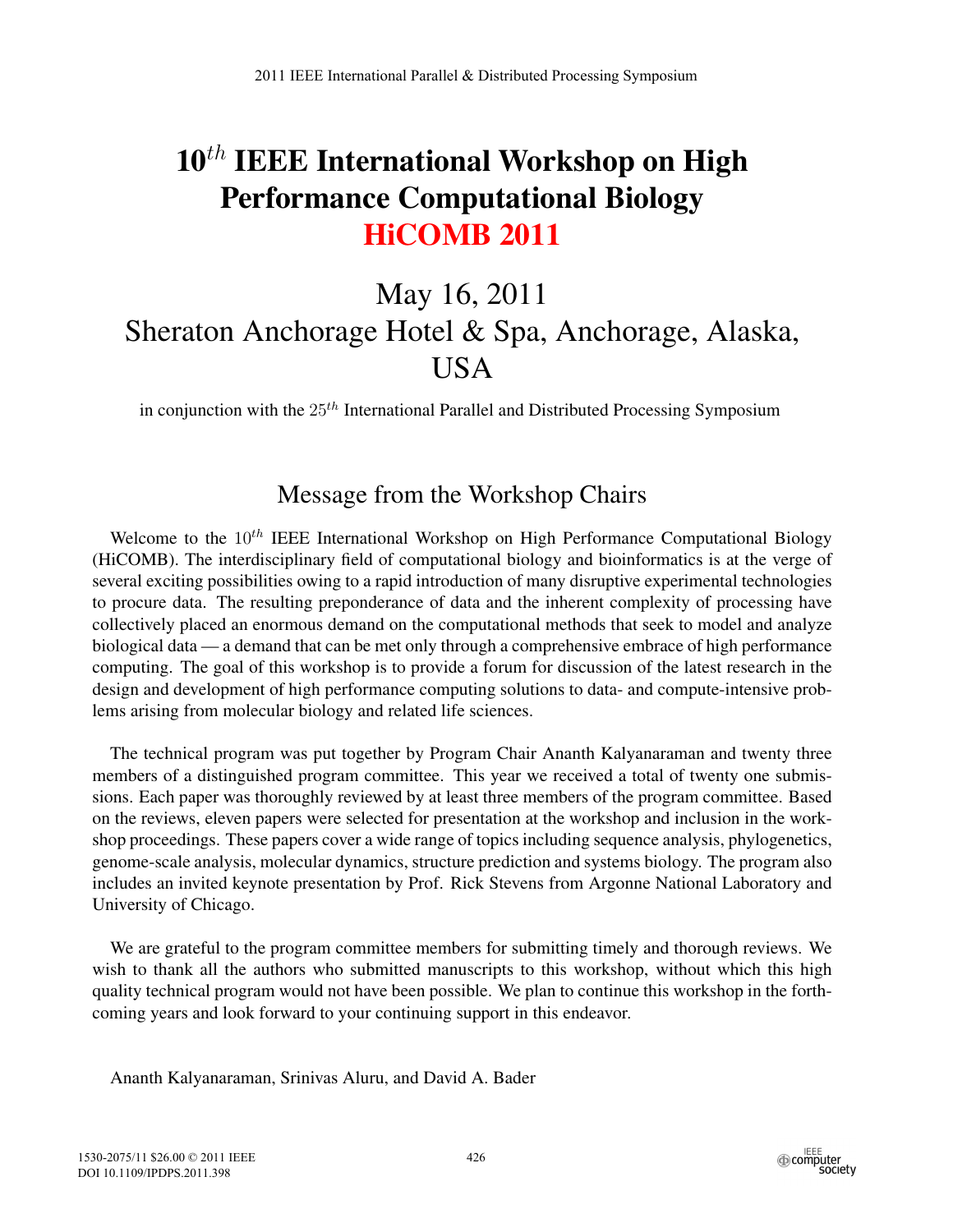# $10^{th}$ IEEE International Workshop on High Performance Computational Biology HiCOMB 2011

## May 16, 2011
## Sheraton Anchorage Hotel & Spa, Anchorage, Alaska, USA

in conjunction with the $25^{th}$ International Parallel and Distributed Processing Symposium

## Message from the Workshop Chairs

Welcome to the $10^{th}$ IEEE International Workshop on High Performance Computational Biology (HiCOMB). The interdisciplinary field of computational biology and bioinformatics is at the verge of several exciting possibilities owing to a rapid introduction of many disruptive experimental technologies to procure data. The resulting preponderance of data and the inherent complexity of processing have collectively placed an enormous demand on the computational methods that seek to model and analyze biological data — a demand that can be met only through a comprehensive embrace of high performance computing. The goal of this workshop is to provide a forum for discussion of the latest research in the design and development of high performance computing solutions to data- and compute-intensive problems arising from molecular biology and related life sciences.

The technical program was put together by Program Chair Ananth Kalyanaraman and twenty three members of a distinguished program committee. This year we received a total of twenty one submissions. Each paper was thoroughly reviewed by at least three members of the program committee. Based on the reviews, eleven papers were selected for presentation at the workshop and inclusion in the workshop proceedings. These papers cover a wide range of topics including sequence analysis, phylogenetics, genome-scale analysis, molecular dynamics, structure prediction and systems biology. The program also includes an invited keynote presentation by Prof. Rick Stevens from Argonne National Laboratory and University of Chicago.

We are grateful to the program committee members for submitting timely and thorough reviews. We wish to thank all the authors who submitted manuscripts to this workshop, without which this high quality technical program would not have been possible. We plan to continue this workshop in the forthcoming years and look forward to your continuing support in this endeavor.

Ananth Kalyanaraman, Srinivas Aluru, and David A. Bader

1530-2075/11 $26.00 © 2011 IEEE
DOI 10.1109/IPDPS.2011.398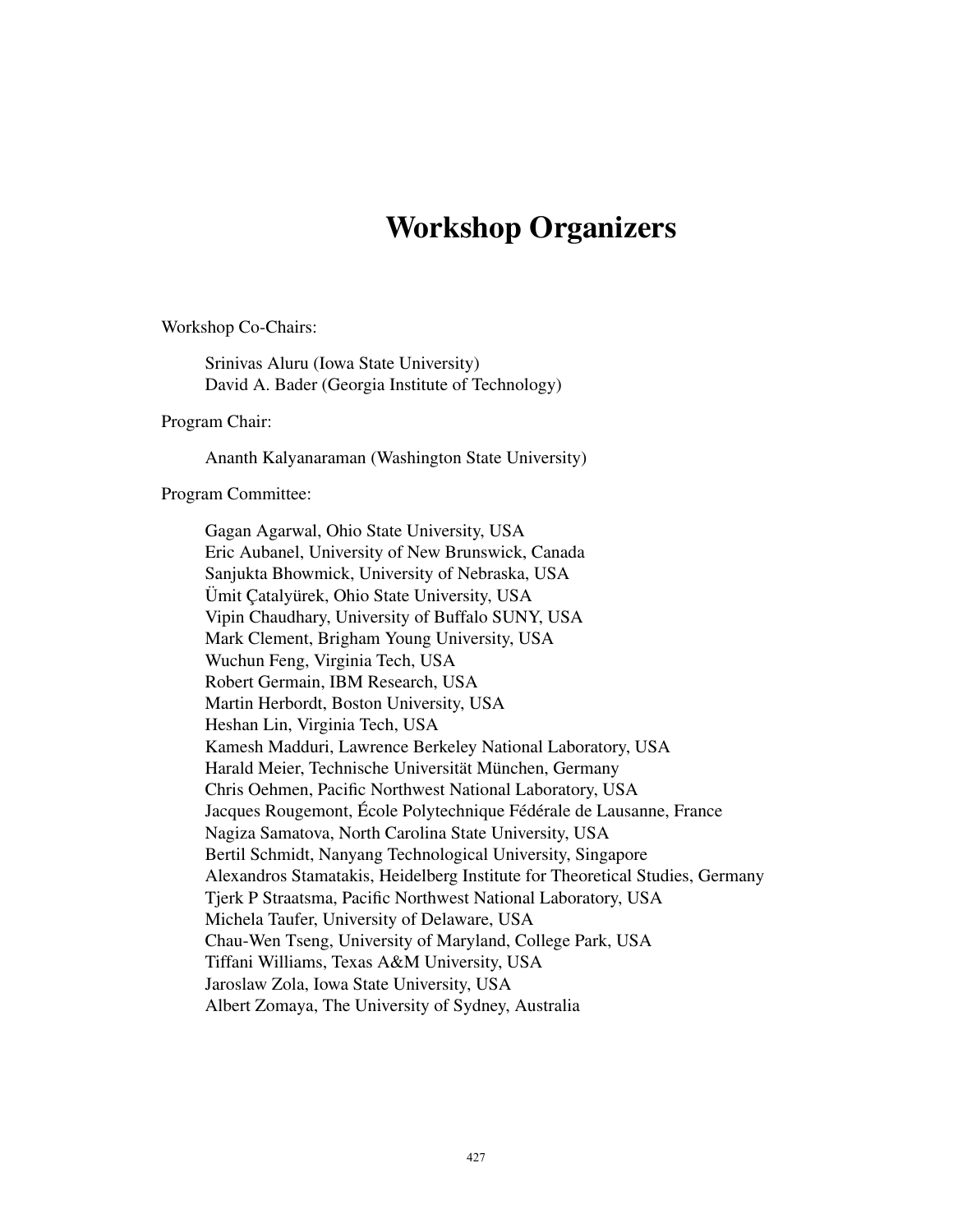# Workshop Organizers

Workshop Co-Chairs:

Srinivas Aluru (Iowa State University)
David A. Bader (Georgia Institute of Technology)

Program Chair:

Ananth Kalyanaraman (Washington State University)

Program Committee:

Gagan Agarwal, Ohio State University, USA
Eric Aubanel, University of New Brunswick, Canada
Sanjukta Bhowmick, University of Nebraska, USA
Ümit Çatalyürek, Ohio State University, USA
Vipin Chaudhary, University of Buffalo SUNY, USA
Mark Clement, Brigham Young University, USA
Wuchun Feng, Virginia Tech, USA
Robert Germain, IBM Research, USA
Martin Herbordt, Boston University, USA
Heshan Lin, Virginia Tech, USA
Kamesh Madduri, Lawrence Berkeley National Laboratory, USA
Harald Meier, Technische Universität München, Germany
Chris Oehmen, Pacific Northwest National Laboratory, USA
Jacques Rougemont, École Polytechnique Fédérale de Lausanne, France
Nagiza Samatova, North Carolina State University, USA
Bertil Schmidt, Nanyang Technological University, Singapore
Alexandros Stamatakis, Heidelberg Institute for Theoretical Studies, Germany
Tjerk P Straatsma, Pacific Northwest National Laboratory, USA
Michela Taufer, University of Delaware, USA
Chau-Wen Tseng, University of Maryland, College Park, USA
Tiffani Williams, Texas A&M University, USA
Jaroslaw Zola, Iowa State University, USA
Albert Zomaya, The University of Sydney, Australia